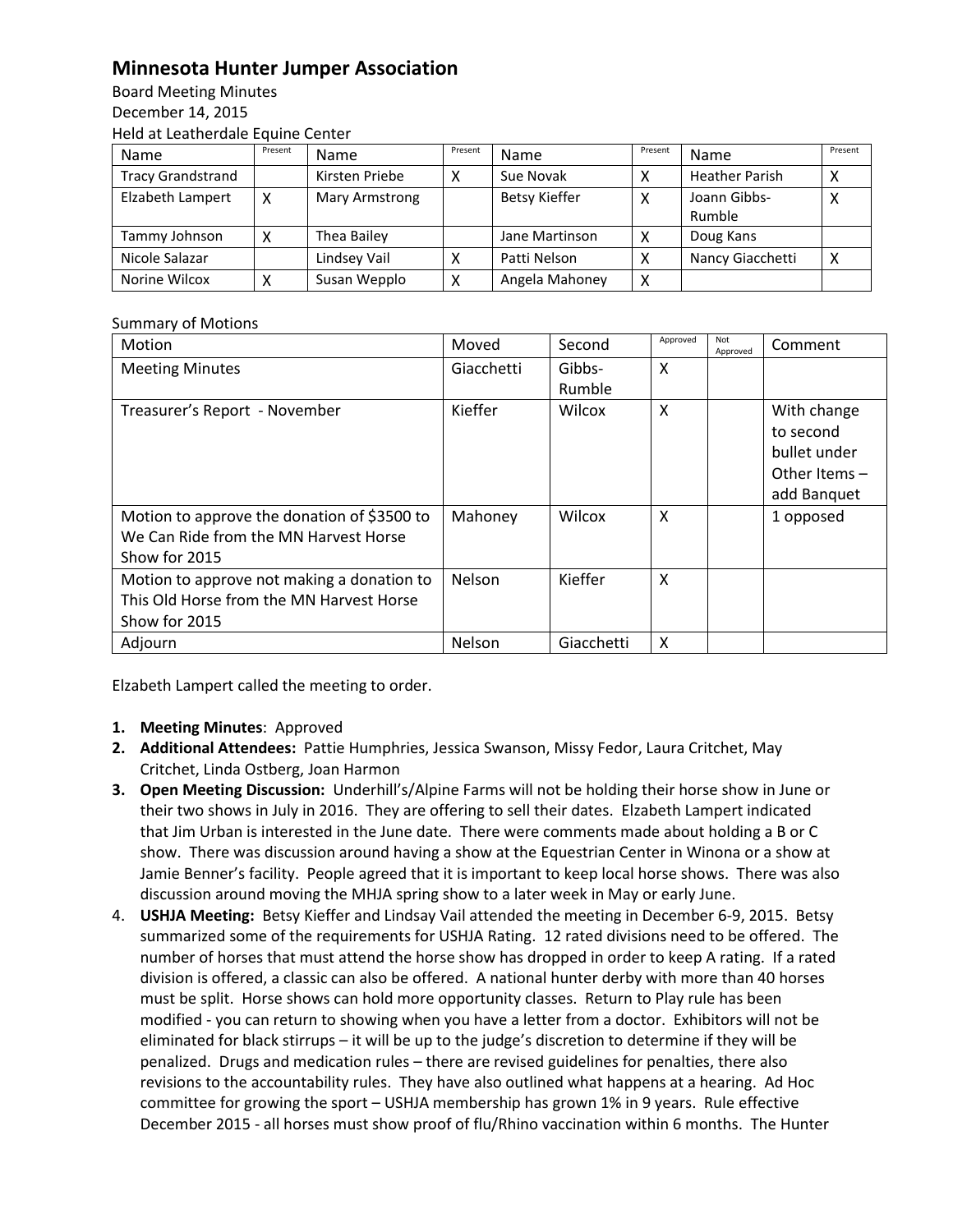# Minnesota Hunter Jumper Association

Board Meeting Minutes
December 14, 2015
Held at Leatherdale Equine Center

| Name | Present | Name | Present | Name | Present | Name | Present |
|---|---|---|---|---|---|---|---|
| Tracy Grandstrand | | Kirsten Priebe | X | Sue Novak | X | Heather Parish | X |
| Elzabeth Lampert | X | Mary Armstrong | | Betsy Kieffer | X | Joann Gibbs-Rumble | X |
| Tammy Johnson | X | Thea Bailey | | Jane Martinson | X | Doug Kans | |
| Nicole Salazar | | Lindsey Vail | X | Patti Nelson | X | Nancy Giacchetti | X |
| Norine Wilcox | X | Susan Wepplo | X | Angela Mahoney | X | | |

Summary of Motions

| Motion | Moved | Second | Approved | Not Approved | Comment |
|---|---|---|---|---|---|
| Meeting Minutes | Giacchetti | Gibbs-Rumble | X | | |
| Treasurer's Report - November | Kieffer | Wilcox | X | | With change to second bullet under Other Items – add Banquet |
| Motion to approve the donation of $3500 to We Can Ride from the MN Harvest Horse Show for 2015 | Mahoney | Wilcox | X | | 1 opposed |
| Motion to approve not making a donation to This Old Horse from the MN Harvest Horse Show for 2015 | Nelson | Kieffer | X | | |
| Adjourn | Nelson | Giacchetti | X | | |

Elzabeth Lampert called the meeting to order.

1. **Meeting Minutes**: Approved
2. **Additional Attendees:** Pattie Humphries, Jessica Swanson, Missy Fedor, Laura Critchet, May Critchet, Linda Ostberg, Joan Harmon
3. **Open Meeting Discussion:** Underhill's/Alpine Farms will not be holding their horse show in June or their two shows in July in 2016. They are offering to sell their dates. Elzabeth Lampert indicated that Jim Urban is interested in the June date. There were comments made about holding a B or C show. There was discussion around having a show at the Equestrian Center in Winona or a show at Jamie Benner's facility. People agreed that it is important to keep local horse shows. There was also discussion around moving the MHJA spring show to a later week in May or early June.
4. **USHJA Meeting:** Betsy Kieffer and Lindsay Vail attended the meeting in December 6-9, 2015. Betsy summarized some of the requirements for USHJA Rating. 12 rated divisions need to be offered. The number of horses that must attend the horse show has dropped in order to keep A rating. If a rated division is offered, a classic can also be offered. A national hunter derby with more than 40 horses must be split. Horse shows can hold more opportunity classes. Return to Play rule has been modified - you can return to showing when you have a letter from a doctor. Exhibitors will not be eliminated for black stirrups – it will be up to the judge's discretion to determine if they will be penalized. Drugs and medication rules – there are revised guidelines for penalties, there also revisions to the accountability rules. They have also outlined what happens at a hearing. Ad Hoc committee for growing the sport – USHJA membership has grown 1% in 9 years. Rule effective December 2015 - all horses must show proof of flu/Rhino vaccination within 6 months. The Hunter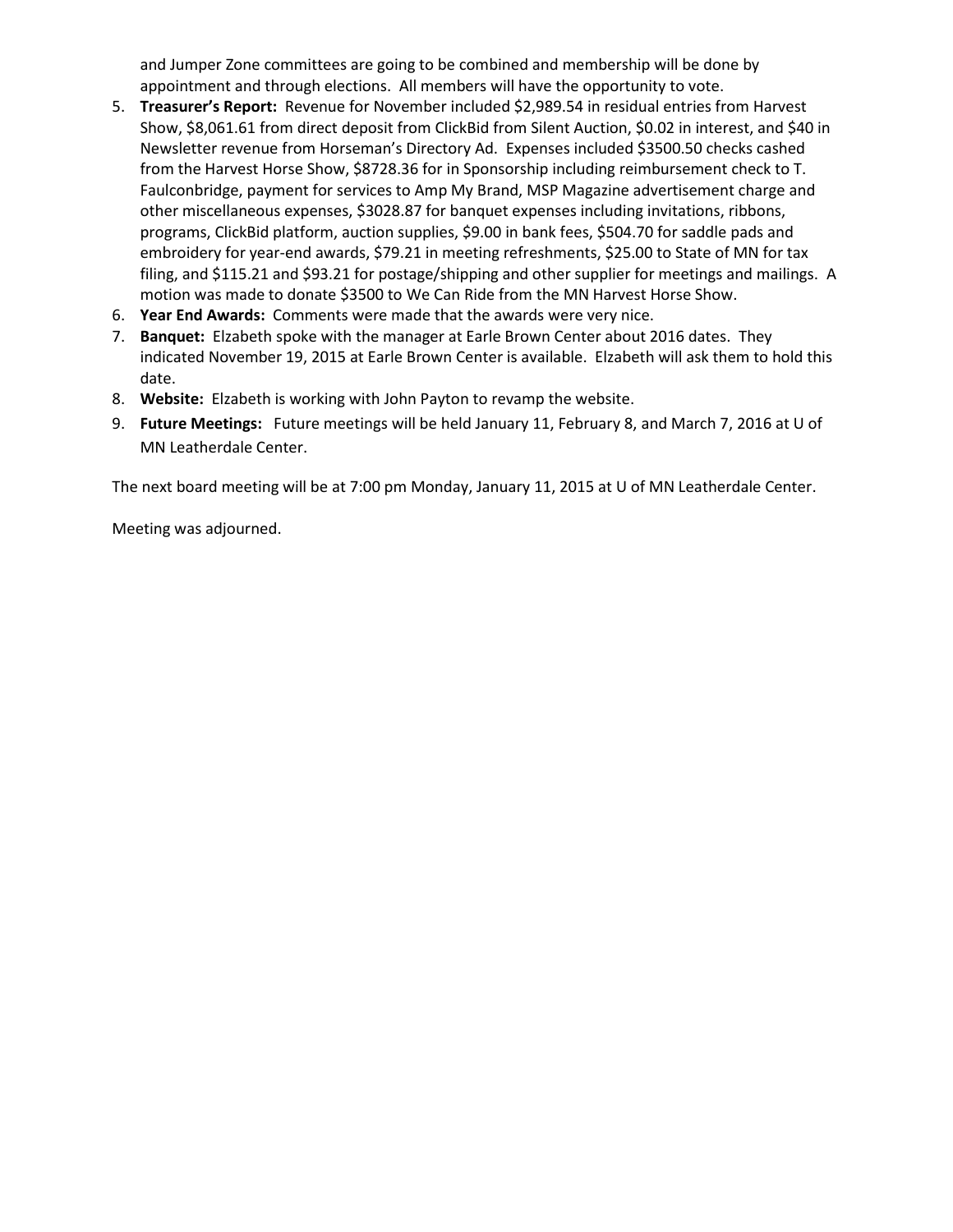and Jumper Zone committees are going to be combined and membership will be done by appointment and through elections. All members will have the opportunity to vote.

5. **Treasurer's Report:** Revenue for November included $2,989.54 in residual entries from Harvest Show, $8,061.61 from direct deposit from ClickBid from Silent Auction, $0.02 in interest, and $40 in Newsletter revenue from Horseman's Directory Ad. Expenses included $3500.50 checks cashed from the Harvest Horse Show, $8728.36 for in Sponsorship including reimbursement check to T. Faulconbridge, payment for services to Amp My Brand, MSP Magazine advertisement charge and other miscellaneous expenses, $3028.87 for banquet expenses including invitations, ribbons, programs, ClickBid platform, auction supplies, $9.00 in bank fees, $504.70 for saddle pads and embroidery for year-end awards, $79.21 in meeting refreshments, $25.00 to State of MN for tax filing, and $115.21 and $93.21 for postage/shipping and other supplier for meetings and mailings. A motion was made to donate $3500 to We Can Ride from the MN Harvest Horse Show.
6. **Year End Awards:** Comments were made that the awards were very nice.
7. **Banquet:** Elzabeth spoke with the manager at Earle Brown Center about 2016 dates. They indicated November 19, 2015 at Earle Brown Center is available. Elzabeth will ask them to hold this date.
8. **Website:** Elzabeth is working with John Payton to revamp the website.
9. **Future Meetings:** Future meetings will be held January 11, February 8, and March 7, 2016 at U of MN Leatherdale Center.

The next board meeting will be at 7:00 pm Monday, January 11, 2015 at U of MN Leatherdale Center.

Meeting was adjourned.